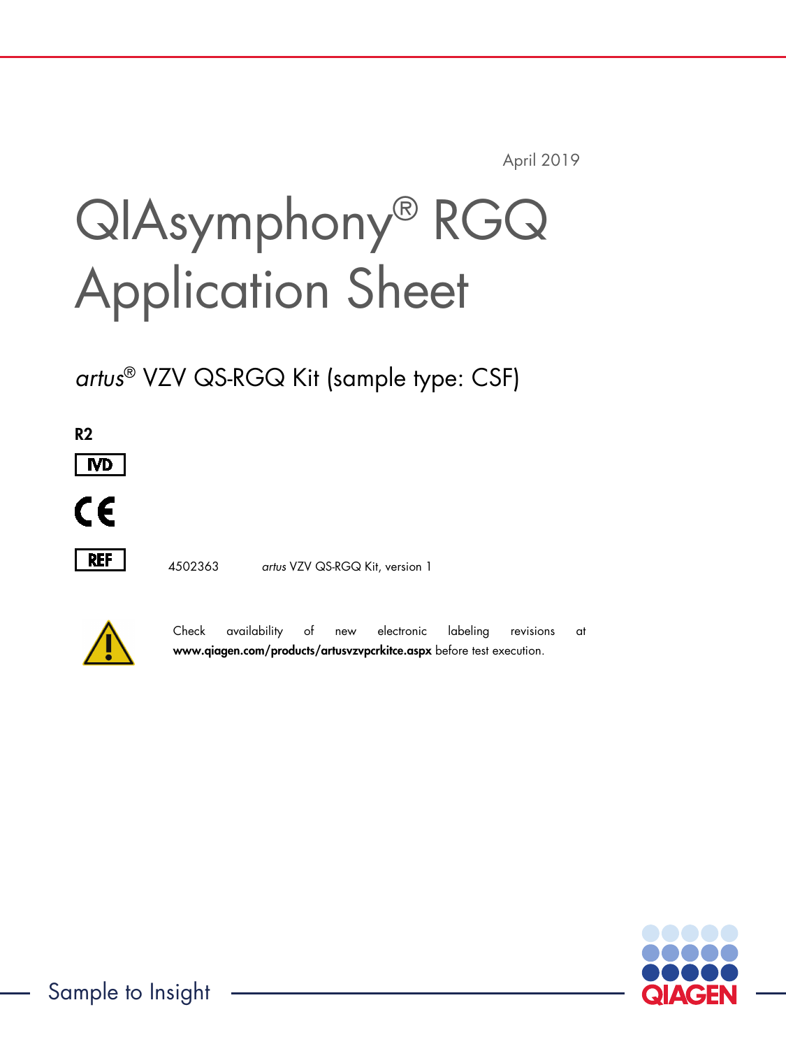April 2019

# QIAsymphony® RGQ Application Sheet

## *artus*® VZV QS-RGQ Kit (sample type: CSF)

**R2**

IVD

CE

REF 4502363 *artus* VZV QS-RGQ Kit, version 1

Check availability of new electronic labeling revisions at **www.qiagen.com/products/artusvzvpcrkitce.aspx** before test execution.

Sample to Insight

QIAGEN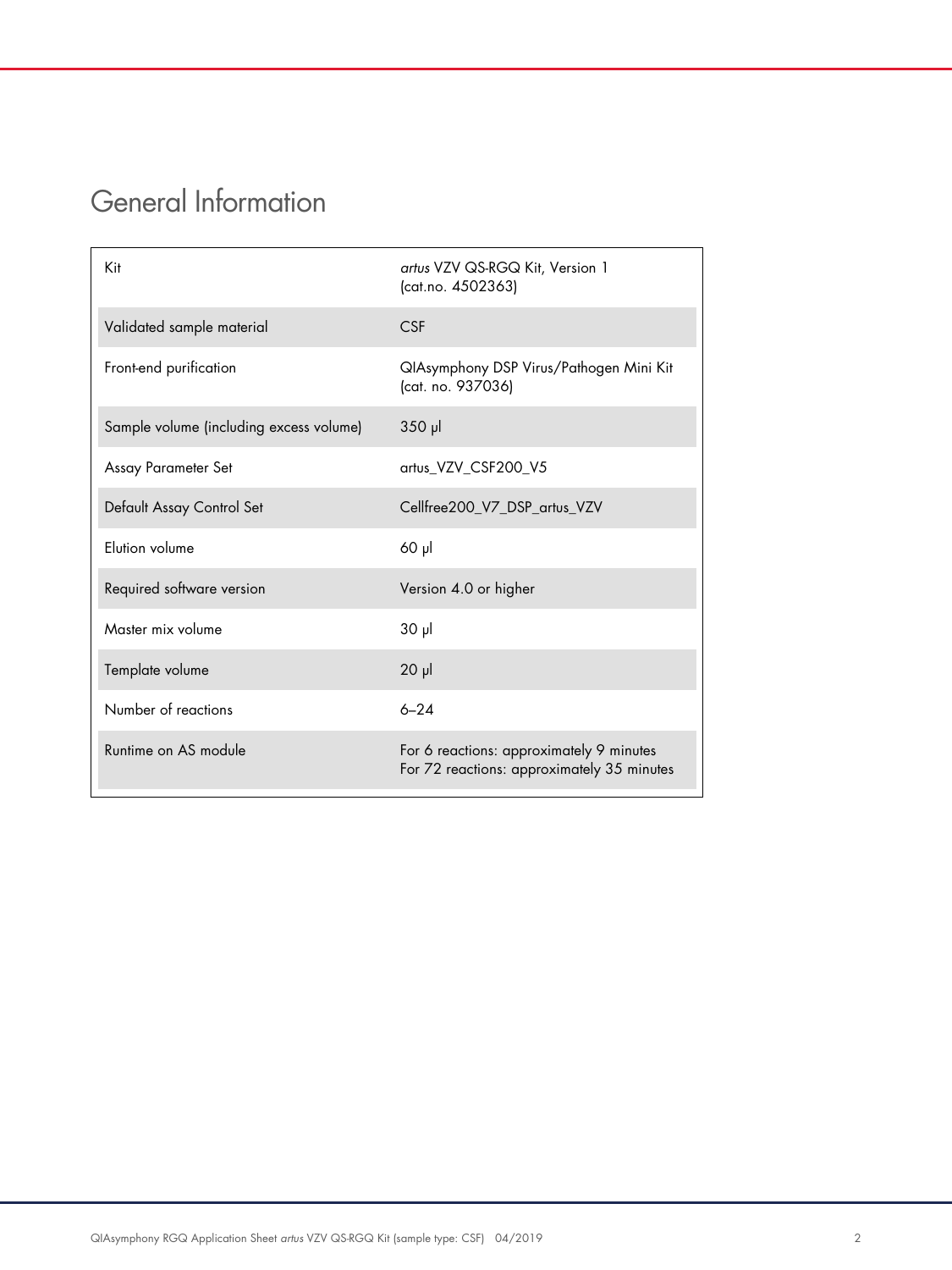# General Information

| Kit | *artus* VZV QS-RGQ Kit, Version 1 (cat.no. 4502363) |
|---|---|
| Validated sample material | CSF |
| Front-end purification | QIAsymphony DSP Virus/Pathogen Mini Kit (cat. no. 937036) |
| Sample volume (including excess volume) | 350 µl |
| Assay Parameter Set | artus_VZV_CSF200_V5 |
| Default Assay Control Set | Cellfree200_V7_DSP_artus_VZV |
| Elution volume | 60 µl |
| Required software version | Version 4.0 or higher |
| Master mix volume | 30 µl |
| Template volume | 20 µl |
| Number of reactions | 6–24 |
| Runtime on AS module | For 6 reactions: approximately 9 minutes<br>For 72 reactions: approximately 35 minutes |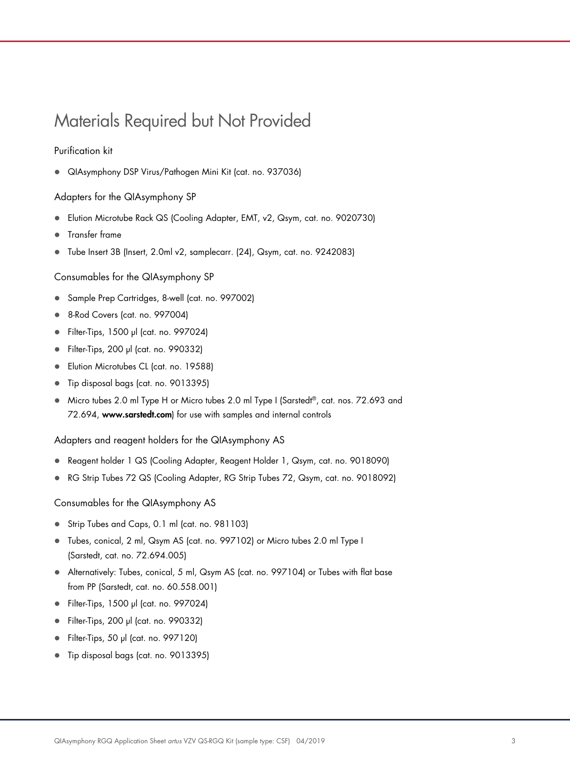# Materials Required but Not Provided

### Purification kit

- QIAsymphony DSP Virus/Pathogen Mini Kit (cat. no. 937036)

### Adapters for the QIAsymphony SP

- Elution Microtube Rack QS (Cooling Adapter, EMT, v2, Qsym, cat. no. 9020730)
- Transfer frame
- Tube Insert 3B (Insert, 2.0ml v2, samplecarr. (24), Qsym, cat. no. 9242083)

### Consumables for the QIAsymphony SP

- Sample Prep Cartridges, 8-well (cat. no. 997002)
- 8-Rod Covers (cat. no. 997004)
- Filter-Tips, 1500 µl (cat. no. 997024)
- Filter-Tips, 200 µl (cat. no. 990332)
- Elution Microtubes CL (cat. no. 19588)
- Tip disposal bags (cat. no. 9013395)
- Micro tubes 2.0 ml Type H or Micro tubes 2.0 ml Type I (Sarstedt®, cat. nos. 72.693 and 72.694, **www.sarstedt.com**) for use with samples and internal controls

### Adapters and reagent holders for the QIAsymphony AS

- Reagent holder 1 QS (Cooling Adapter, Reagent Holder 1, Qsym, cat. no. 9018090)
- RG Strip Tubes 72 QS (Cooling Adapter, RG Strip Tubes 72, Qsym, cat. no. 9018092)

### Consumables for the QIAsymphony AS

- Strip Tubes and Caps, 0.1 ml (cat. no. 981103)
- Tubes, conical, 2 ml, Qsym AS (cat. no. 997102) or Micro tubes 2.0 ml Type I (Sarstedt, cat. no. 72.694.005)
- Alternatively: Tubes, conical, 5 ml, Qsym AS (cat. no. 997104) or Tubes with flat base from PP (Sarstedt, cat. no. 60.558.001)
- Filter-Tips, 1500 µl (cat. no. 997024)
- Filter-Tips, 200 µl (cat. no. 990332)
- Filter-Tips, 50 µl (cat. no. 997120)
- Tip disposal bags (cat. no. 9013395)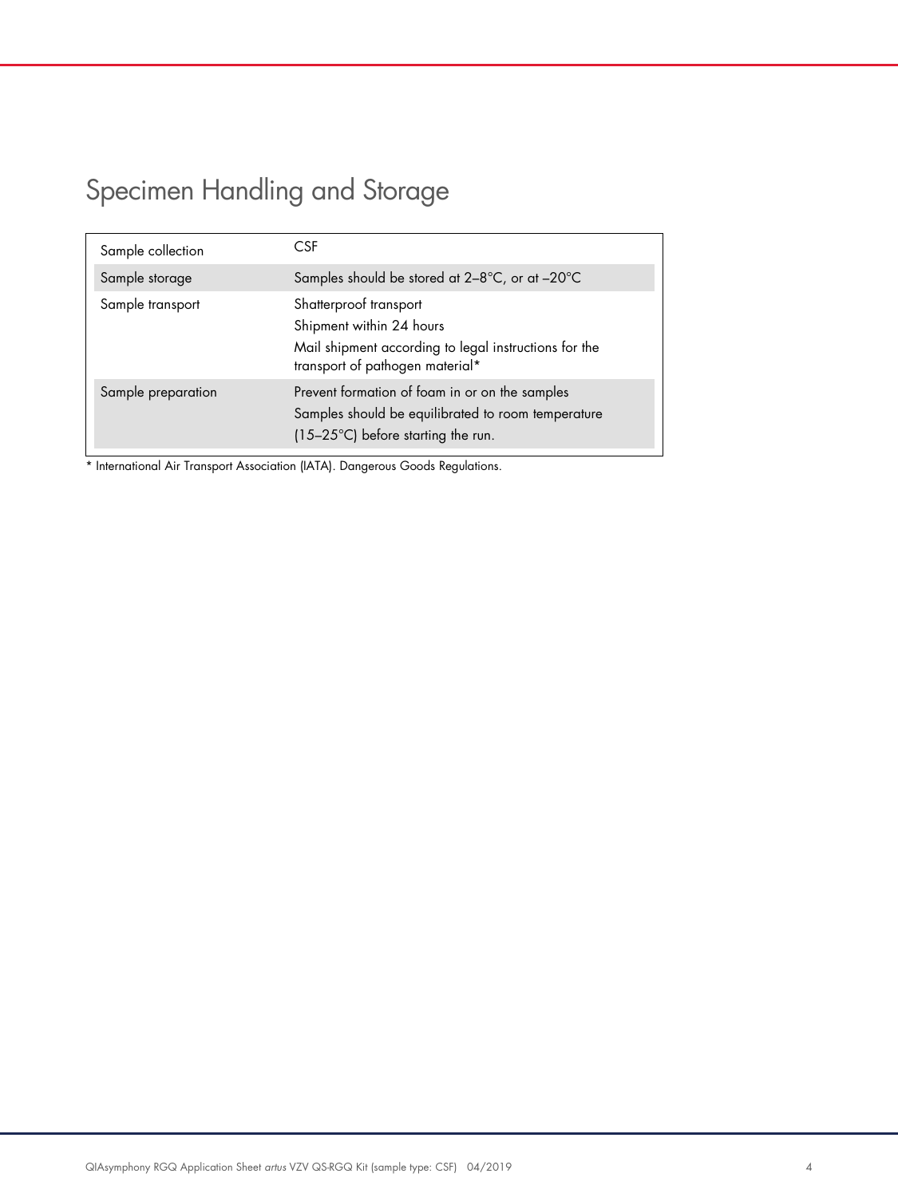# Specimen Handling and Storage

| | |
|---|---|
| Sample collection | CSF |
| Sample storage | Samples should be stored at 2–8°C, or at –20°C |
| Sample transport | Shatterproof transport<br>Shipment within 24 hours<br>Mail shipment according to legal instructions for the transport of pathogen material* |
| Sample preparation | Prevent formation of foam in or on the samples<br>Samples should be equilibrated to room temperature (15–25°C) before starting the run. |

* International Air Transport Association (IATA). Dangerous Goods Regulations.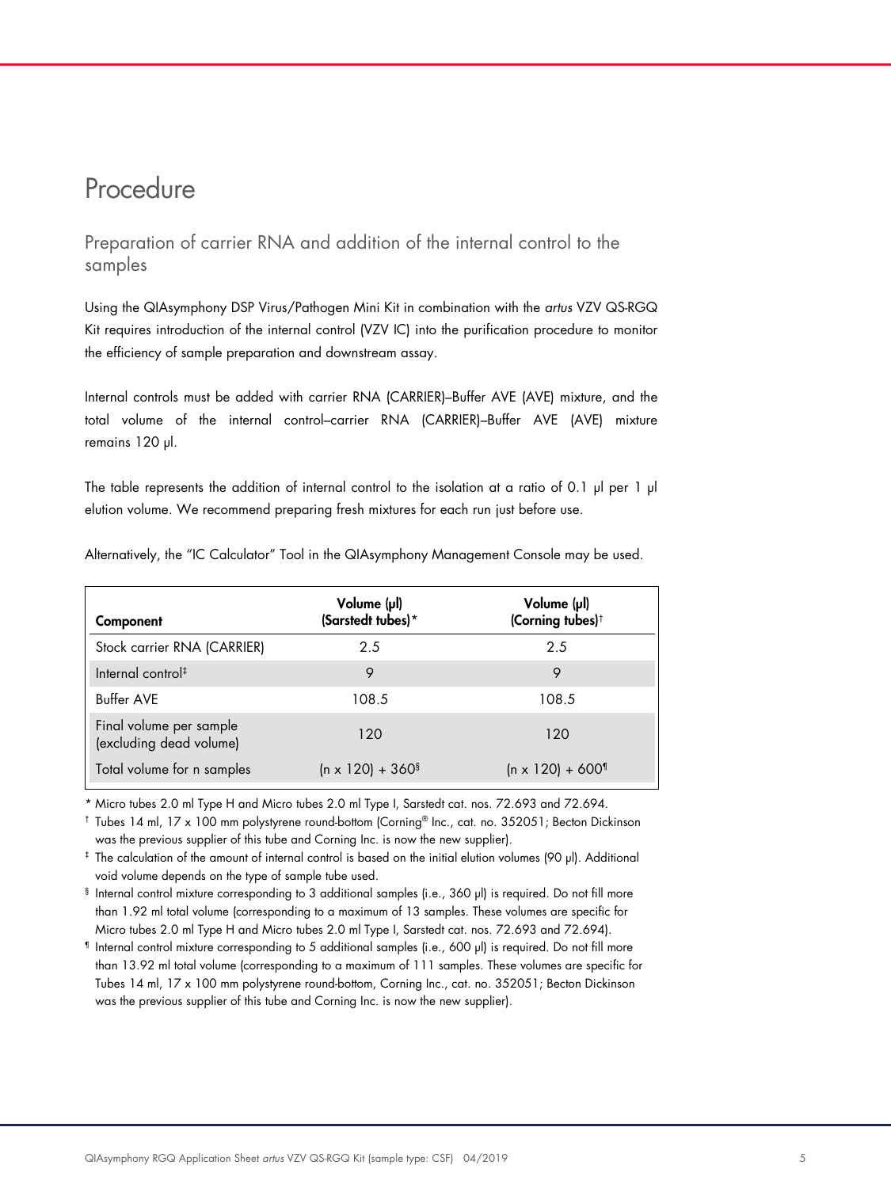# Procedure

## Preparation of carrier RNA and addition of the internal control to the samples

Using the QIAsymphony DSP Virus/Pathogen Mini Kit in combination with the *artus* VZV QS-RGQ Kit requires introduction of the internal control (VZV IC) into the purification procedure to monitor the efficiency of sample preparation and downstream assay.

Internal controls must be added with carrier RNA (CARRIER)–Buffer AVE (AVE) mixture, and the total volume of the internal control–carrier RNA (CARRIER)–Buffer AVE (AVE) mixture remains 120 µl.

The table represents the addition of internal control to the isolation at a ratio of 0.1 µl per 1 µl elution volume. We recommend preparing fresh mixtures for each run just before use.

Alternatively, the "IC Calculator" Tool in the QIAsymphony Management Console may be used.

| Component | Volume (µl) (Sarstedt tubes)* | Volume (µl) (Corning tubes)† |
|---|---|---|
| Stock carrier RNA (CARRIER) | 2.5 | 2.5 |
| Internal control‡ | 9 | 9 |
| Buffer AVE | 108.5 | 108.5 |
| Final volume per sample (excluding dead volume) | 120 | 120 |
| Total volume for n samples | (n x 120) + 360§ | (n x 120) + 600¶ |

\* Micro tubes 2.0 ml Type H and Micro tubes 2.0 ml Type I, Sarstedt cat. nos. 72.693 and 72.694.

† Tubes 14 ml, 17 x 100 mm polystyrene round-bottom (Corning® Inc., cat. no. 352051; Becton Dickinson was the previous supplier of this tube and Corning Inc. is now the new supplier).

‡ The calculation of the amount of internal control is based on the initial elution volumes (90 µl). Additional void volume depends on the type of sample tube used.

§ Internal control mixture corresponding to 3 additional samples (i.e., 360 µl) is required. Do not fill more than 1.92 ml total volume (corresponding to a maximum of 13 samples. These volumes are specific for Micro tubes 2.0 ml Type H and Micro tubes 2.0 ml Type I, Sarstedt cat. nos. 72.693 and 72.694).

¶ Internal control mixture corresponding to 5 additional samples (i.e., 600 µl) is required. Do not fill more than 13.92 ml total volume (corresponding to a maximum of 111 samples. These volumes are specific for Tubes 14 ml, 17 x 100 mm polystyrene round-bottom, Corning Inc., cat. no. 352051; Becton Dickinson was the previous supplier of this tube and Corning Inc. is now the new supplier).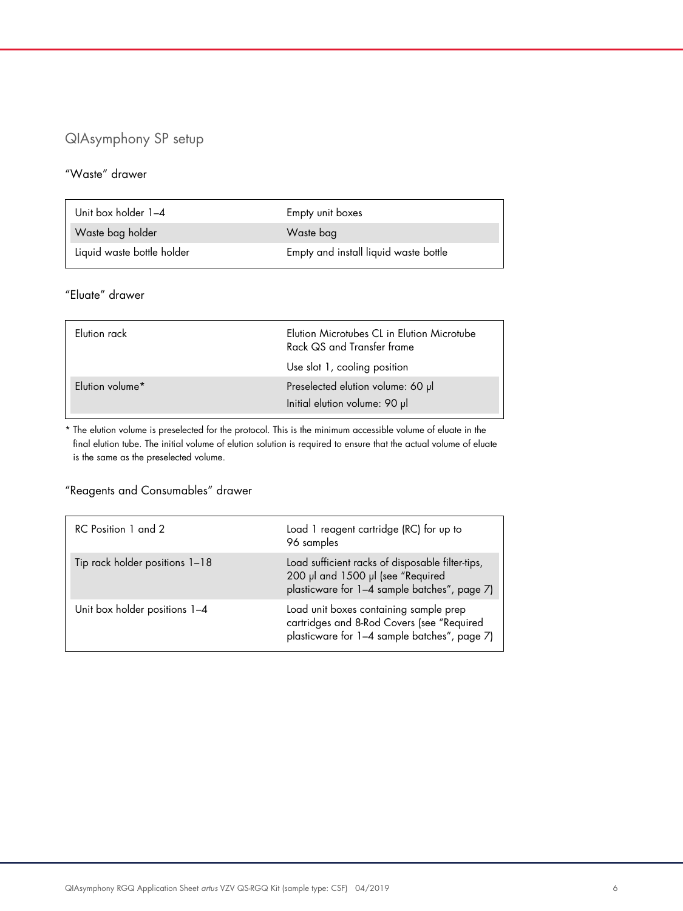## QIAsymphony SP setup

### "Waste" drawer

| | |
|---|---|
| Unit box holder 1–4 | Empty unit boxes |
| Waste bag holder | Waste bag |
| Liquid waste bottle holder | Empty and install liquid waste bottle |

### "Eluate" drawer

| | |
|---|---|
| Elution rack | Elution Microtubes CL in Elution Microtube Rack QS and Transfer frame<br>Use slot 1, cooling position |
| Elution volume* | Preselected elution volume: 60 µl<br>Initial elution volume: 90 µl |

* The elution volume is preselected for the protocol. This is the minimum accessible volume of eluate in the final elution tube. The initial volume of elution solution is required to ensure that the actual volume of eluate is the same as the preselected volume.

### "Reagents and Consumables" drawer

| | |
|---|---|
| RC Position 1 and 2 | Load 1 reagent cartridge (RC) for up to 96 samples |
| Tip rack holder positions 1–18 | Load sufficient racks of disposable filter-tips, 200 µl and 1500 µl (see "Required plasticware for 1–4 sample batches", page 7) |
| Unit box holder positions 1–4 | Load unit boxes containing sample prep cartridges and 8-Rod Covers (see "Required plasticware for 1–4 sample batches", page 7) |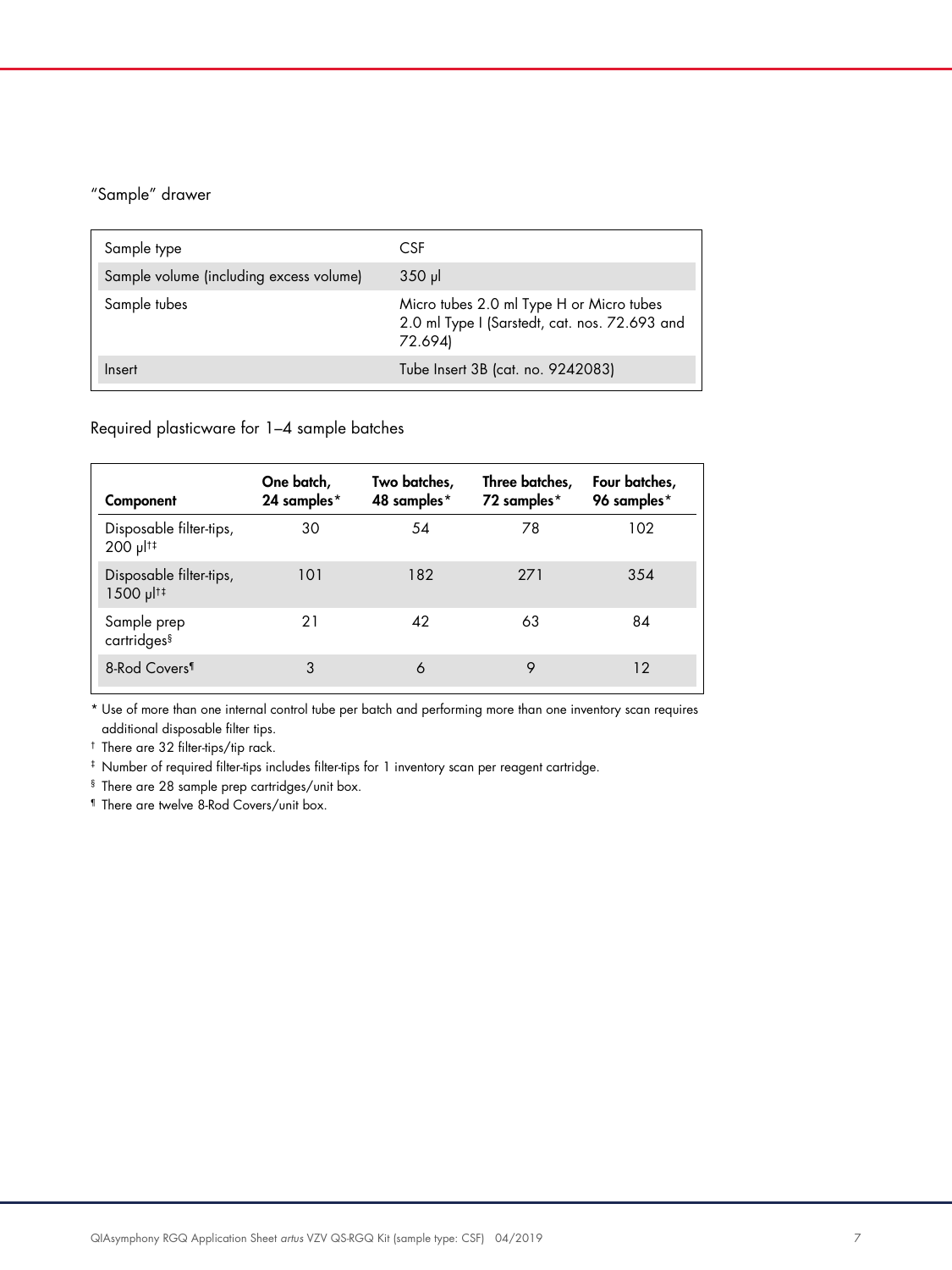"Sample" drawer

| Sample type | CSF |
|---|---|
| Sample volume (including excess volume) | 350 µl |
| Sample tubes | Micro tubes 2.0 ml Type H or Micro tubes 2.0 ml Type I (Sarstedt, cat. nos. 72.693 and 72.694) |
| Insert | Tube Insert 3B (cat. no. 9242083) |

Required plasticware for 1–4 sample batches

| Component | One batch, 24 samples* | Two batches, 48 samples* | Three batches, 72 samples* | Four batches, 96 samples* |
|---|---|---|---|---|
| Disposable filter-tips, 200 µl†‡ | 30 | 54 | 78 | 102 |
| Disposable filter-tips, 1500 µl†‡ | 101 | 182 | 271 | 354 |
| Sample prep cartridges§ | 21 | 42 | 63 | 84 |
| 8-Rod Covers¶ | 3 | 6 | 9 | 12 |

\* Use of more than one internal control tube per batch and performing more than one inventory scan requires additional disposable filter tips.

† There are 32 filter-tips/tip rack.

‡ Number of required filter-tips includes filter-tips for 1 inventory scan per reagent cartridge.

§ There are 28 sample prep cartridges/unit box.

¶ There are twelve 8-Rod Covers/unit box.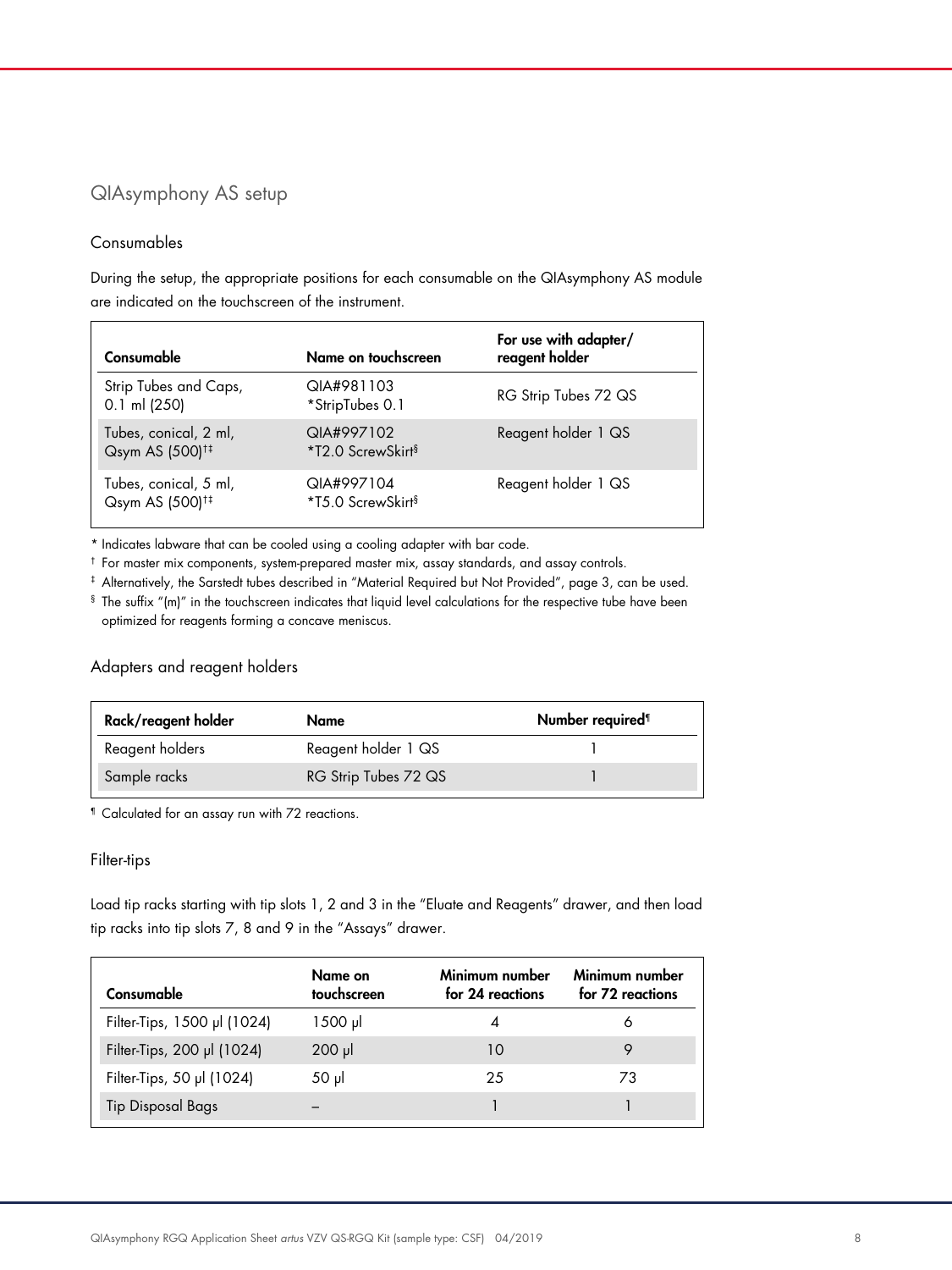## QIAsymphony AS setup

### Consumables

During the setup, the appropriate positions for each consumable on the QIAsymphony AS module are indicated on the touchscreen of the instrument.

| Consumable | Name on touchscreen | For use with adapter/ reagent holder |
|---|---|---|
| Strip Tubes and Caps, 0.1 ml (250) | QIA#981103 *StripTubes 0.1 | RG Strip Tubes 72 QS |
| Tubes, conical, 2 ml, Qsym AS (500)†‡ | QIA#997102 *T2.0 ScrewSkirt§ | Reagent holder 1 QS |
| Tubes, conical, 5 ml, Qsym AS (500)†‡ | QIA#997104 *T5.0 ScrewSkirt§ | Reagent holder 1 QS |

* Indicates labware that can be cooled using a cooling adapter with bar code.

† For master mix components, system-prepared master mix, assay standards, and assay controls.

‡ Alternatively, the Sarstedt tubes described in "Material Required but Not Provided", page 3, can be used.

§ The suffix "(m)" in the touchscreen indicates that liquid level calculations for the respective tube have been optimized for reagents forming a concave meniscus.

### Adapters and reagent holders

| Rack/reagent holder | Name | Number required¶ |
|---|---|---|
| Reagent holders | Reagent holder 1 QS | 1 |
| Sample racks | RG Strip Tubes 72 QS | 1 |

¶ Calculated for an assay run with 72 reactions.

### Filter-tips

Load tip racks starting with tip slots 1, 2 and 3 in the "Eluate and Reagents" drawer, and then load tip racks into tip slots 7, 8 and 9 in the "Assays" drawer.

| Consumable | Name on touchscreen | Minimum number for 24 reactions | Minimum number for 72 reactions |
|---|---|---|---|
| Filter-Tips, 1500 µl (1024) | 1500 µl | 4 | 6 |
| Filter-Tips, 200 µl (1024) | 200 µl | 10 | 9 |
| Filter-Tips, 50 µl (1024) | 50 µl | 25 | 73 |
| Tip Disposal Bags | – | 1 | 1 |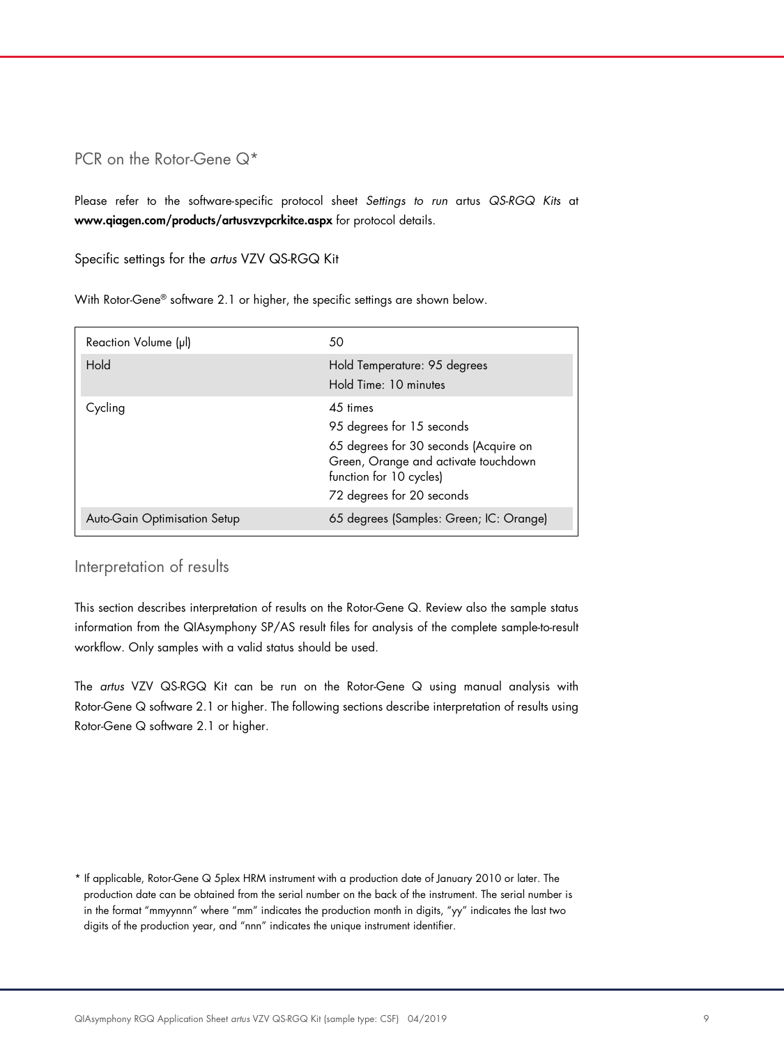## PCR on the Rotor-Gene Q*

Please refer to the software-specific protocol sheet *Settings to run* artus *QS-RGQ Kits* at **www.qiagen.com/products/artusvzvpcrkitce.aspx** for protocol details.

### Specific settings for the *artus* VZV QS-RGQ Kit

With Rotor-Gene® software 2.1 or higher, the specific settings are shown below.

| Reaction Volume (µl) | 50 |
|---|---|
| Hold | Hold Temperature: 95 degrees<br>Hold Time: 10 minutes |
| Cycling | 45 times<br>95 degrees for 15 seconds<br>65 degrees for 30 seconds (Acquire on Green, Orange and activate touchdown function for 10 cycles)<br>72 degrees for 20 seconds |
| Auto-Gain Optimisation Setup | 65 degrees (Samples: Green; IC: Orange) |

## Interpretation of results

This section describes interpretation of results on the Rotor-Gene Q. Review also the sample status information from the QIAsymphony SP/AS result files for analysis of the complete sample-to-result workflow. Only samples with a valid status should be used.

The *artus* VZV QS-RGQ Kit can be run on the Rotor-Gene Q using manual analysis with Rotor-Gene Q software 2.1 or higher. The following sections describe interpretation of results using Rotor-Gene Q software 2.1 or higher.

* If applicable, Rotor-Gene Q 5plex HRM instrument with a production date of January 2010 or later. The production date can be obtained from the serial number on the back of the instrument. The serial number is in the format "mmyynnn" where "mm" indicates the production month in digits, "yy" indicates the last two digits of the production year, and "nnn" indicates the unique instrument identifier.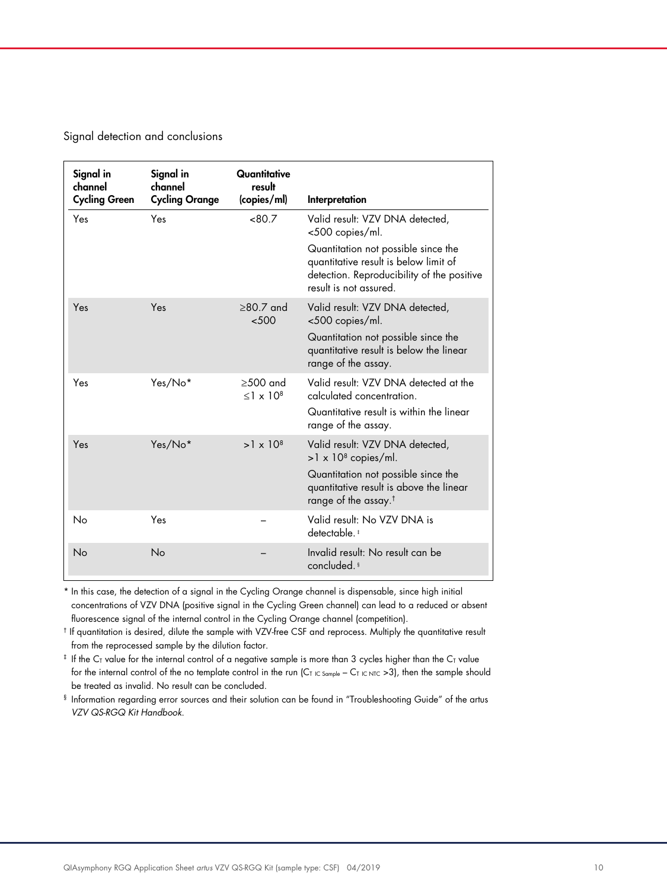Signal detection and conclusions

| Signal in channel Cycling Green | Signal in channel Cycling Orange | Quantitative result (copies/ml) | Interpretation |
|---|---|---|---|
| Yes | Yes | <80.7 | Valid result: VZV DNA detected, <500 copies/ml. Quantitation not possible since the quantitative result is below limit of detection. Reproducibility of the positive result is not assured. |
| Yes | Yes | ≥80.7 and <500 | Valid result: VZV DNA detected, <500 copies/ml. Quantitation not possible since the quantitative result is below the linear range of the assay. |
| Yes | Yes/No* | ≥500 and ≤1 x $10^8$ | Valid result: VZV DNA detected at the calculated concentration. Quantitative result is within the linear range of the assay. |
| Yes | Yes/No* | >1 x $10^8$ | Valid result: VZV DNA detected, >1 x $10^8$ copies/ml. Quantitation not possible since the quantitative result is above the linear range of the assay.† |
| No | Yes | – | Valid result: No VZV DNA is detectable.‡ |
| No | No | – | Invalid result: No result can be concluded.§ |

\* In this case, the detection of a signal in the Cycling Orange channel is dispensable, since high initial concentrations of VZV DNA (positive signal in the Cycling Green channel) can lead to a reduced or absent fluorescence signal of the internal control in the Cycling Orange channel (competition).

† If quantitation is desired, dilute the sample with VZV-free CSF and reprocess. Multiply the quantitative result from the reprocessed sample by the dilution factor.

‡ If the $C_T$ value for the internal control of a negative sample is more than 3 cycles higher than the $C_T$ value for the internal control of the no template control in the run ($C_{T\ IC\ Sample} - C_{T\ IC\ NTC} > 3$), then the sample should be treated as invalid. No result can be concluded.

§ Information regarding error sources and their solution can be found in "Troubleshooting Guide" of the artus *VZV QS-RGQ Kit Handbook*.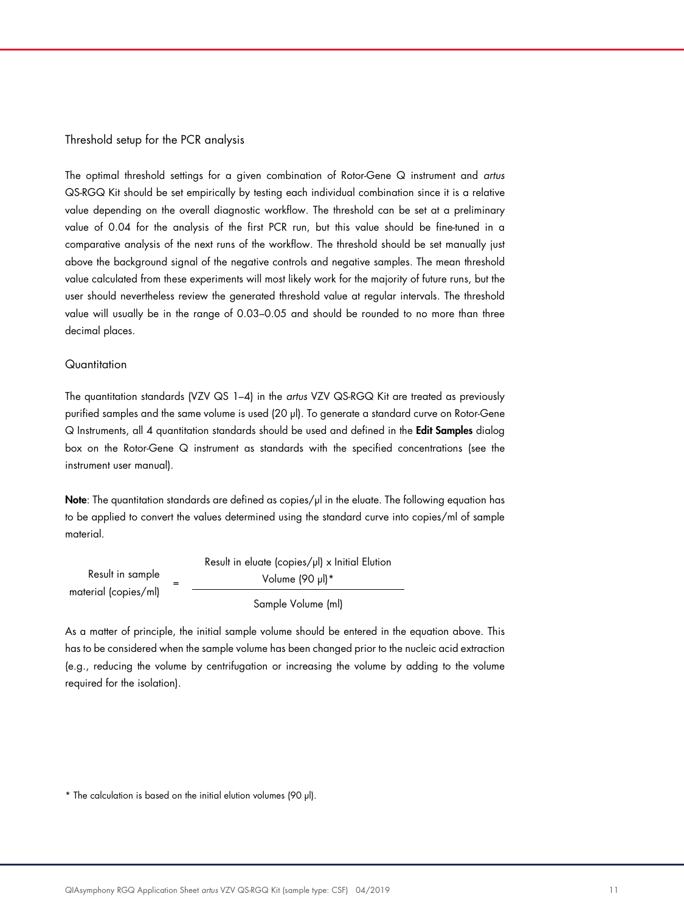### Threshold setup for the PCR analysis

The optimal threshold settings for a given combination of Rotor-Gene Q instrument and *artus* QS-RGQ Kit should be set empirically by testing each individual combination since it is a relative value depending on the overall diagnostic workflow. The threshold can be set at a preliminary value of 0.04 for the analysis of the first PCR run, but this value should be fine-tuned in a comparative analysis of the next runs of the workflow. The threshold should be set manually just above the background signal of the negative controls and negative samples. The mean threshold value calculated from these experiments will most likely work for the majority of future runs, but the user should nevertheless review the generated threshold value at regular intervals. The threshold value will usually be in the range of 0.03–0.05 and should be rounded to no more than three decimal places.

### Quantitation

The quantitation standards (VZV QS 1–4) in the *artus* VZV QS-RGQ Kit are treated as previously purified samples and the same volume is used (20 µl). To generate a standard curve on Rotor-Gene Q Instruments, all 4 quantitation standards should be used and defined in the **Edit Samples** dialog box on the Rotor-Gene Q instrument as standards with the specified concentrations (see the instrument user manual).

**Note**: The quantitation standards are defined as copies/µl in the eluate. The following equation has to be applied to convert the values determined using the standard curve into copies/ml of sample material.

$$\text{Result in sample material (copies/ml)} = \frac{\text{Result in eluate (copies/µl)} \times \text{Initial Elution Volume (90 µl)*}}{\text{Sample Volume (ml)}}$$

As a matter of principle, the initial sample volume should be entered in the equation above. This has to be considered when the sample volume has been changed prior to the nucleic acid extraction (e.g., reducing the volume by centrifugation or increasing the volume by adding to the volume required for the isolation).

\* The calculation is based on the initial elution volumes (90 µl).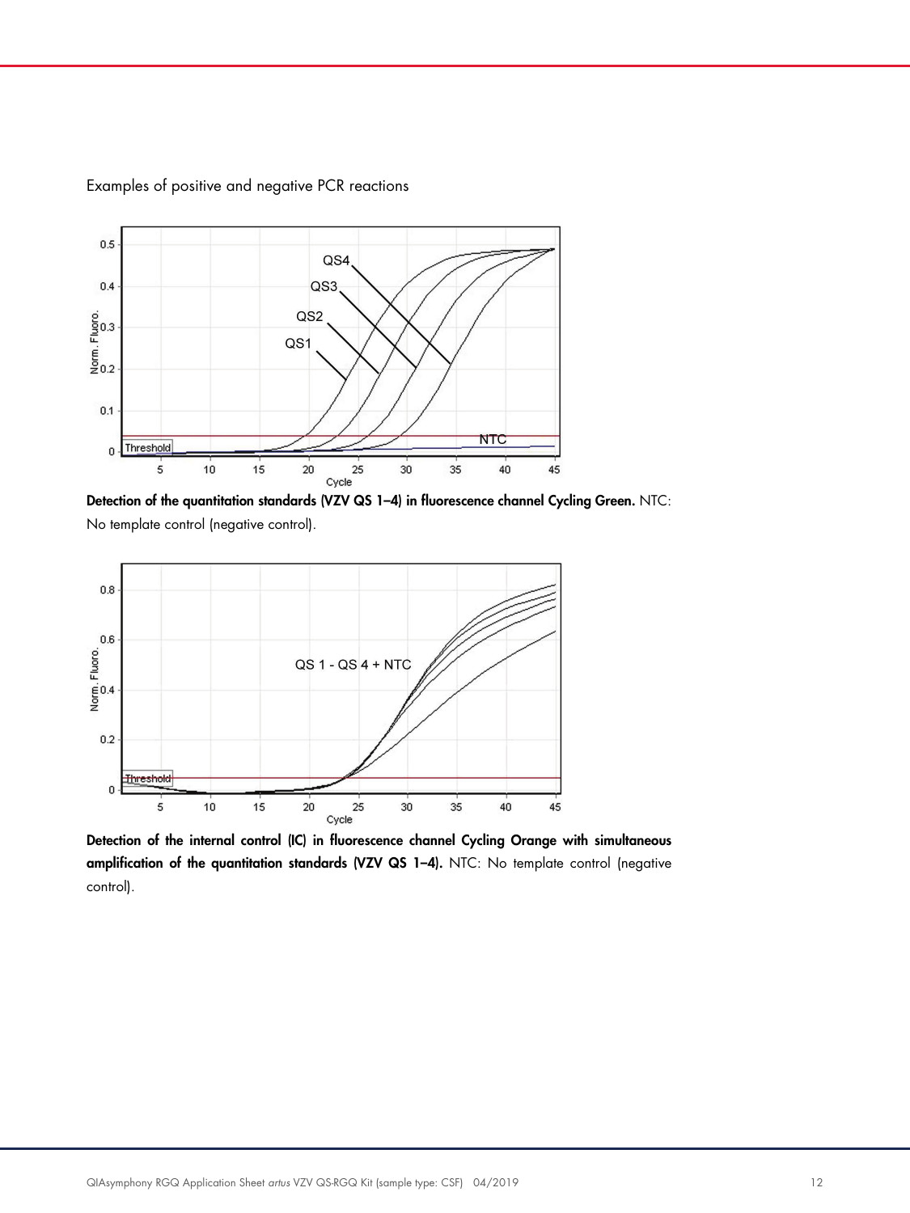Examples of positive and negative PCR reactions

**Detection of the quantitation standards (VZV QS 1–4) in fluorescence channel Cycling Green.** NTC: No template control (negative control).

**Detection of the internal control (IC) in fluorescence channel Cycling Orange with simultaneous amplification of the quantitation standards (VZV QS 1–4).** NTC: No template control (negative control).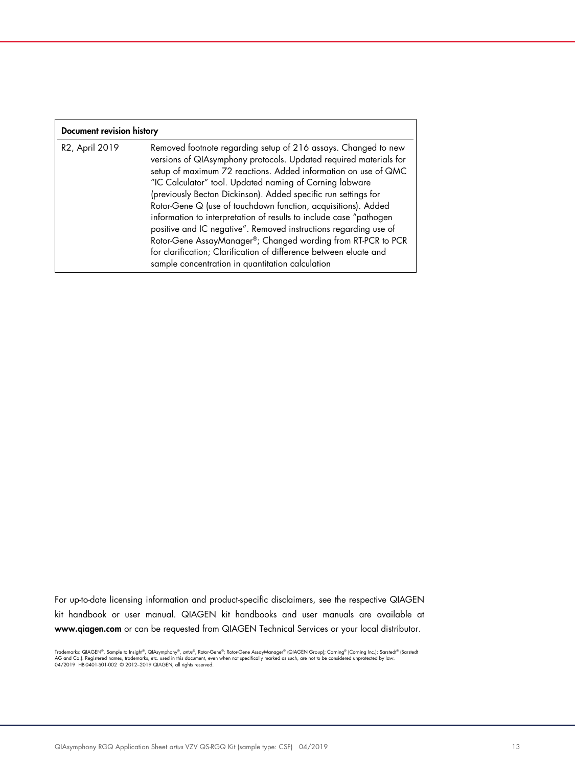| Document revision history | |
|---|---|
| R2, April 2019 | Removed footnote regarding setup of 216 assays. Changed to new versions of QIAsymphony protocols. Updated required materials for setup of maximum 72 reactions. Added information on use of QMC "IC Calculator" tool. Updated naming of Corning labware (previously Becton Dickinson). Added specific run settings for Rotor-Gene Q (use of touchdown function, acquisitions). Added information to interpretation of results to include case "pathogen positive and IC negative". Removed instructions regarding use of Rotor-Gene AssayManager®; Changed wording from RT-PCR to PCR for clarification; Clarification of difference between eluate and sample concentration in quantitation calculation |

For up-to-date licensing information and product-specific disclaimers, see the respective QIAGEN kit handbook or user manual. QIAGEN kit handbooks and user manuals are available at **www.qiagen.com** or can be requested from QIAGEN Technical Services or your local distributor.

Trademarks: QIAGEN®, Sample to Insight®, QIAsymphony®, *artus*®, Rotor-Gene®; Rotor-Gene AssayManager® (QIAGEN Group); Corning® (Corning Inc.); Sarstedt® (Sarstedt AG and Co.). Registered names, trademarks, etc. used in this document, even when not specifically marked as such, are not to be considered unprotected by law.
04/2019 HB-0401-S01-002 © 2012–2019 QIAGEN, all rights reserved.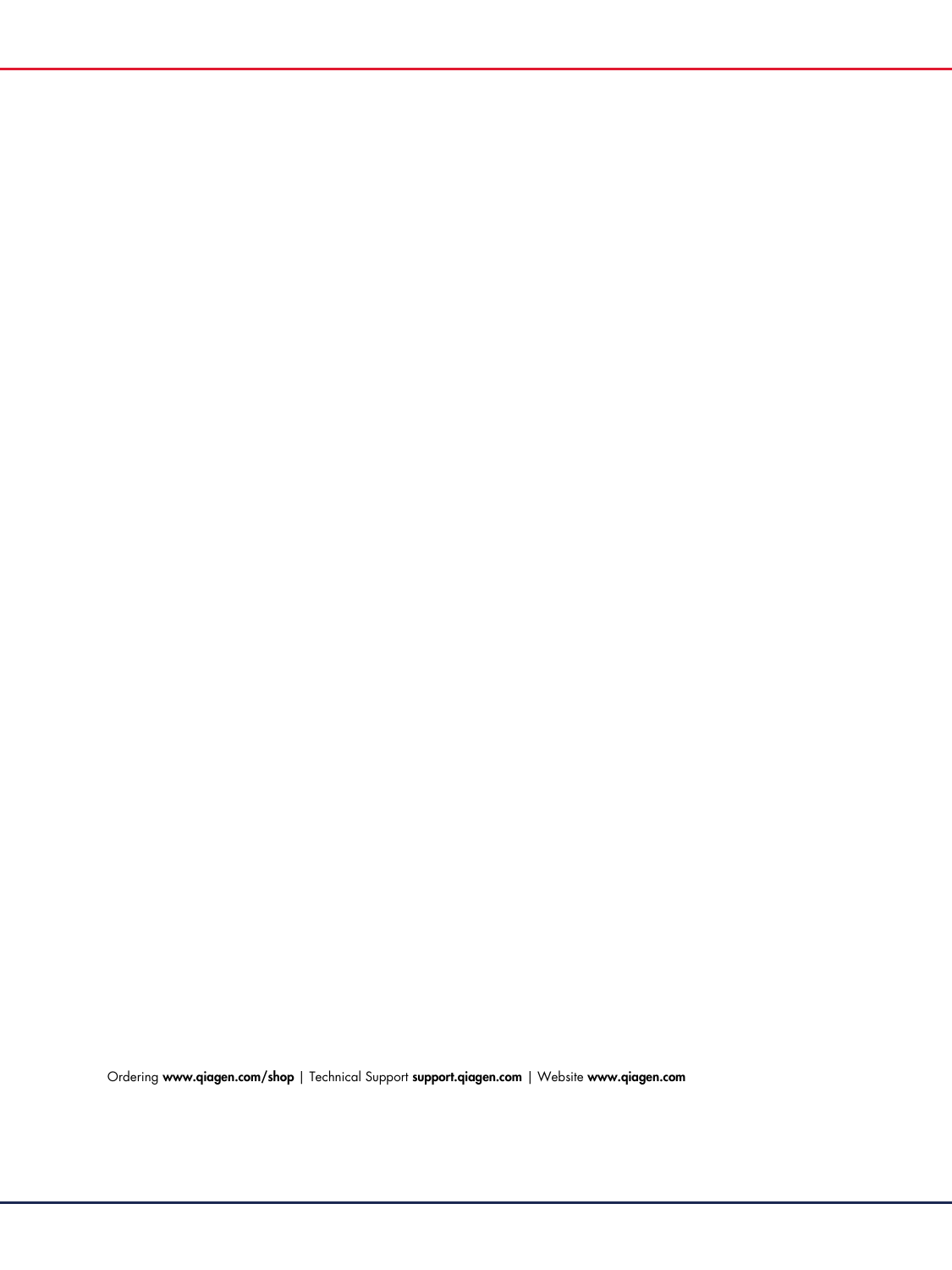Ordering **www.qiagen.com/shop** | Technical Support **support.qiagen.com** | Website **www.qiagen.com**